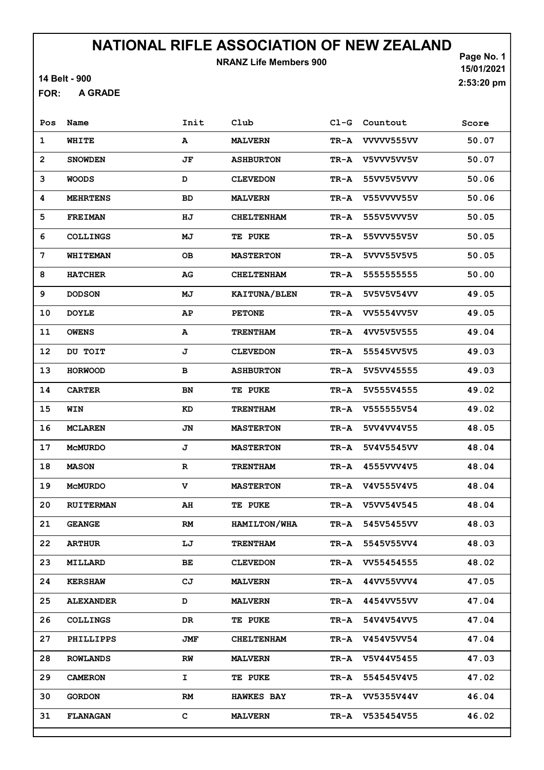# NATIONAL RIFLE ASSOCIATION OF NEW ZEALAND

**NRANZ Life Members 900**

15/01/2021
2:53:20 pm

14 Belt - 900

FOR: **A GRADE**

| Pos | Name | Init | Club | Cl-G | Countout | Score |
|---|---|---|---|---|---|---|
| 1 | WHITE | A | MALVERN | TR-A | VVVVV555VV | 50.07 |
| 2 | SNOWDEN | JF | ASHBURTON | TR-A | V5VVV5VV5V | 50.07 |
| 3 | WOODS | D | CLEVEDON | TR-A | 55VV5V5VVV | 50.06 |
| 4 | MEHRTENS | BD | MALVERN | TR-A | V55VVVV55V | 50.06 |
| 5 | FREIMAN | HJ | CHELTENHAM | TR-A | 555V5VVV5V | 50.05 |
| 6 | COLLINGS | MJ | TE PUKE | TR-A | 55VVV55V5V | 50.05 |
| 7 | WHITEMAN | OB | MASTERTON | TR-A | 5VVV55V5V5 | 50.05 |
| 8 | HATCHER | AG | CHELTENHAM | TR-A | 5555555555 | 50.00 |
| 9 | DODSON | MJ | KAITUNA/BLEN | TR-A | 5V5V5V54VV | 49.05 |
| 10 | DOYLE | AP | PETONE | TR-A | VV5554VV5V | 49.05 |
| 11 | OWENS | A | TRENTHAM | TR-A | 4VV5V5V555 | 49.04 |
| 12 | DU TOIT | J | CLEVEDON | TR-A | 55545VV5V5 | 49.03 |
| 13 | HORWOOD | B | ASHBURTON | TR-A | 5V5VV45555 | 49.03 |
| 14 | CARTER | BN | TE PUKE | TR-A | 5V555V4555 | 49.02 |
| 15 | WIN | KD | TRENTHAM | TR-A | V555555V54 | 49.02 |
| 16 | MCLAREN | JN | MASTERTON | TR-A | 5VV4VV4V55 | 48.05 |
| 17 | McMURDO | J | MASTERTON | TR-A | 5V4V5545VV | 48.04 |
| 18 | MASON | R | TRENTHAM | TR-A | 4555VVV4V5 | 48.04 |
| 19 | McMURDO | V | MASTERTON | TR-A | V4V555V4V5 | 48.04 |
| 20 | RUITERMAN | AH | TE PUKE | TR-A | V5VV54V545 | 48.04 |
| 21 | GEANGE | RM | HAMILTON/WHA | TR-A | 545V5455VV | 48.03 |
| 22 | ARTHUR | LJ | TRENTHAM | TR-A | 5545V55VV4 | 48.03 |
| 23 | MILLARD | BE | CLEVEDON | TR-A | VV55454555 | 48.02 |
| 24 | KERSHAW | CJ | MALVERN | TR-A | 44VV55VVV4 | 47.05 |
| 25 | ALEXANDER | D | MALVERN | TR-A | 4454VV55VV | 47.04 |
| 26 | COLLINGS | DR | TE PUKE | TR-A | 54V4V54VV5 | 47.04 |
| 27 | PHILLIPPS | JMF | CHELTENHAM | TR-A | V454V5VV54 | 47.04 |
| 28 | ROWLANDS | RW | MALVERN | TR-A | V5V44V5455 | 47.03 |
| 29 | CAMERON | I | TE PUKE | TR-A | 554545V4V5 | 47.02 |
| 30 | GORDON | RM | HAWKES BAY | TR-A | VV5355V44V | 46.04 |
| 31 | FLANAGAN | C | MALVERN | TR-A | V535454V55 | 46.02 |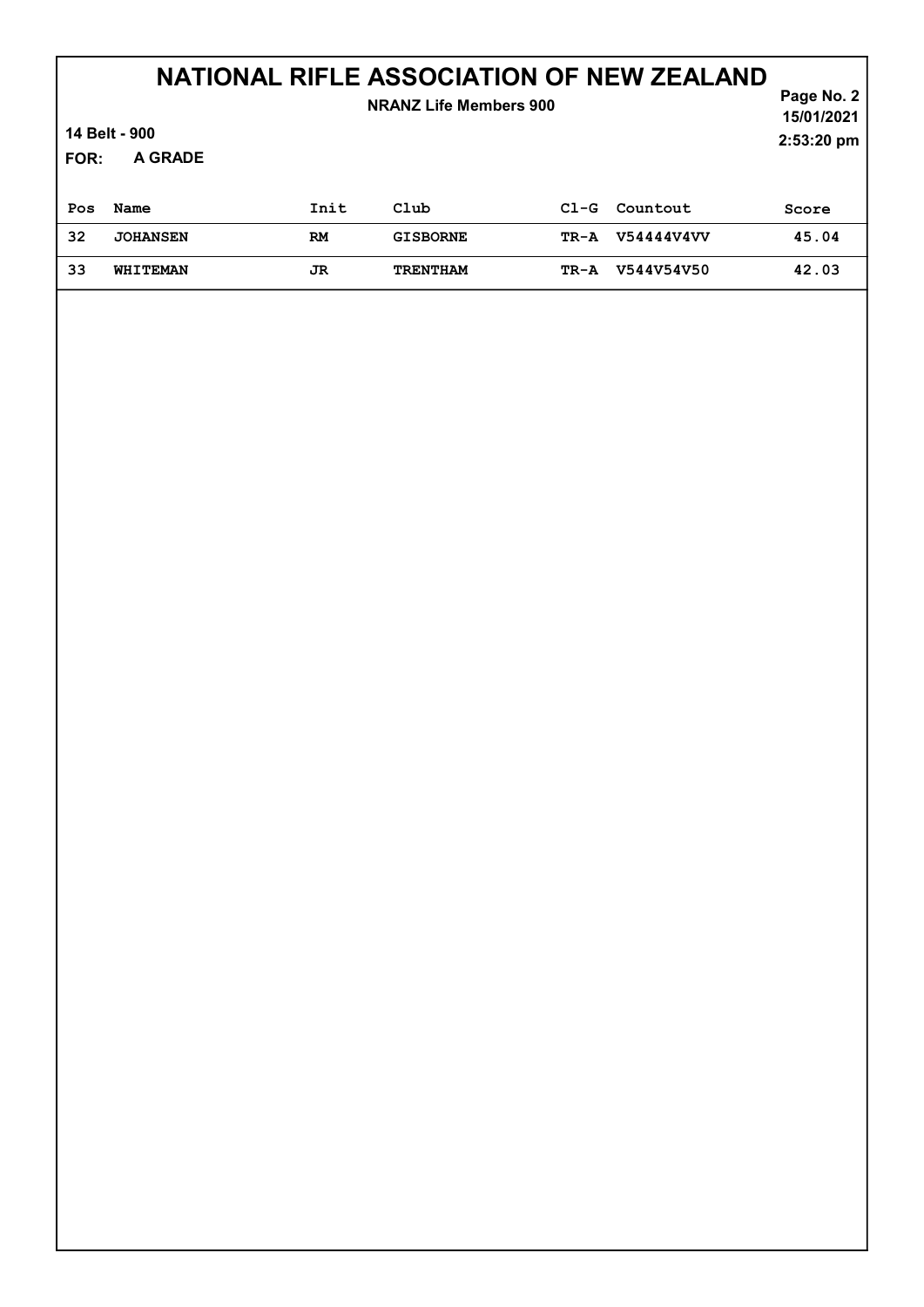# NATIONAL RIFLE ASSOCIATION OF NEW ZEALAND

**NRANZ Life Members 900**

**14 Belt - 900**

**FOR: A GRADE**

| Pos | Name | Init | Club | Cl-G | Countout | Score |
|---|---|---|---|---|---|---|
| 32 | JOHANSEN | RM | GISBORNE | TR-A | V54444V4VV | 45.04 |
| 33 | WHITEMAN | JR | TRENTHAM | TR-A | V544V54V50 | 42.03 |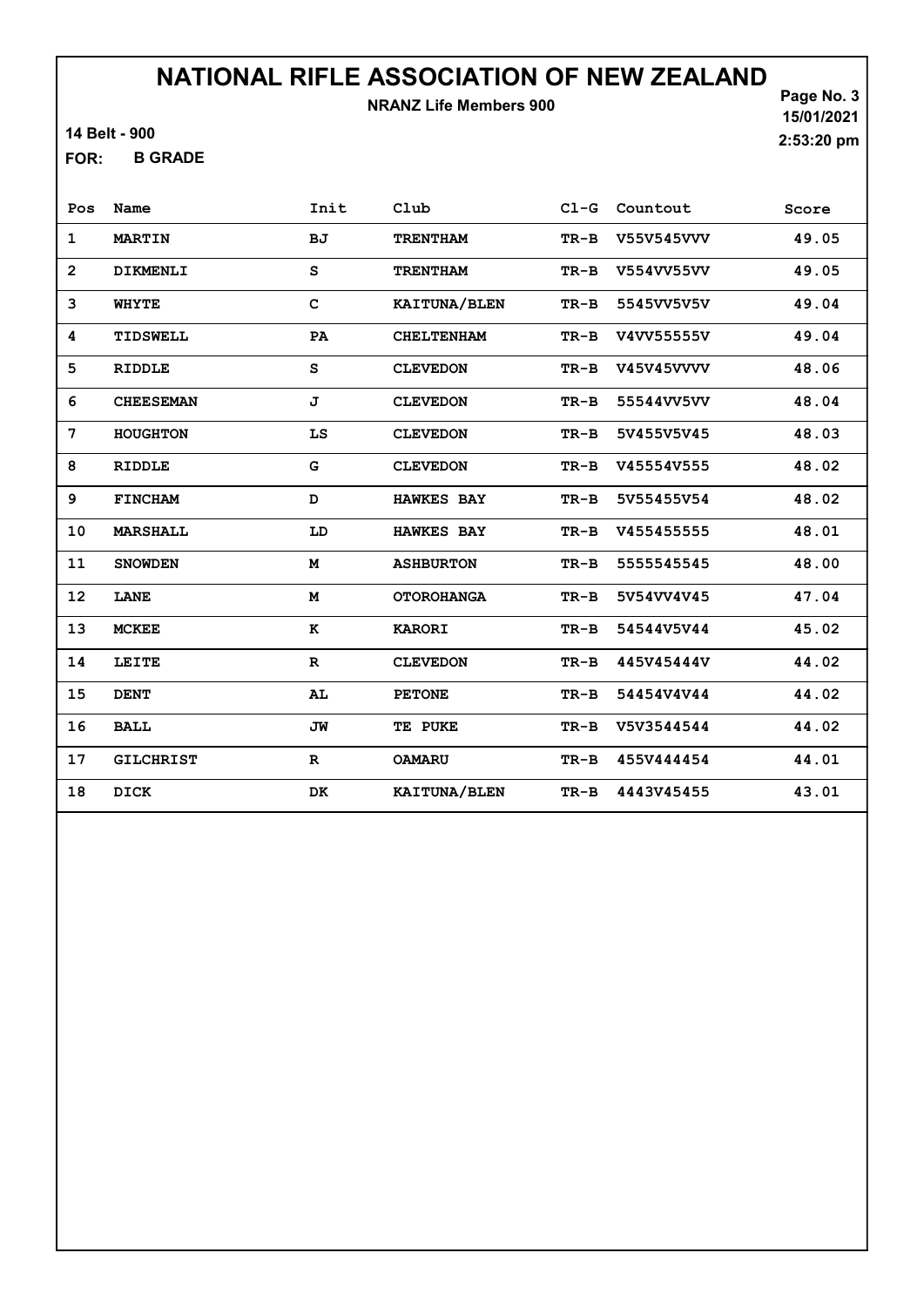# NATIONAL RIFLE ASSOCIATION OF NEW ZEALAND

**NRANZ Life Members 900**

14 Belt - 900

FOR: B GRADE

15/01/2021
2:53:20 pm

| Pos | Name | Init | Club | Cl-G | Countout | Score |
|---|---|---|---|---|---|---|
| 1 | MARTIN | BJ | TRENTHAM | TR-B | V55V545VVV | 49.05 |
| 2 | DIKMENLI | S | TRENTHAM | TR-B | V554VV55VV | 49.05 |
| 3 | WHYTE | C | KAITUNA/BLEN | TR-B | 5545VV5V5V | 49.04 |
| 4 | TIDSWELL | PA | CHELTENHAM | TR-B | V4VV55555V | 49.04 |
| 5 | RIDDLE | S | CLEVEDON | TR-B | V45V45VVVV | 48.06 |
| 6 | CHEESEMAN | J | CLEVEDON | TR-B | 55544VV5VV | 48.04 |
| 7 | HOUGHTON | LS | CLEVEDON | TR-B | 5V455V5V45 | 48.03 |
| 8 | RIDDLE | G | CLEVEDON | TR-B | V45554V555 | 48.02 |
| 9 | FINCHAM | D | HAWKES BAY | TR-B | 5V55455V54 | 48.02 |
| 10 | MARSHALL | LD | HAWKES BAY | TR-B | V455455555 | 48.01 |
| 11 | SNOWDEN | M | ASHBURTON | TR-B | 5555545545 | 48.00 |
| 12 | LANE | M | OTOROHANGA | TR-B | 5V54VV4V45 | 47.04 |
| 13 | MCKEE | K | KARORI | TR-B | 54544V5V44 | 45.02 |
| 14 | LEITE | R | CLEVEDON | TR-B | 445V45444V | 44.02 |
| 15 | DENT | AL | PETONE | TR-B | 54454V4V44 | 44.02 |
| 16 | BALL | JW | TE PUKE | TR-B | V5V3544544 | 44.02 |
| 17 | GILCHRIST | R | OAMARU | TR-B | 455V444454 | 44.01 |
| 18 | DICK | DK | KAITUNA/BLEN | TR-B | 4443V45455 | 43.01 |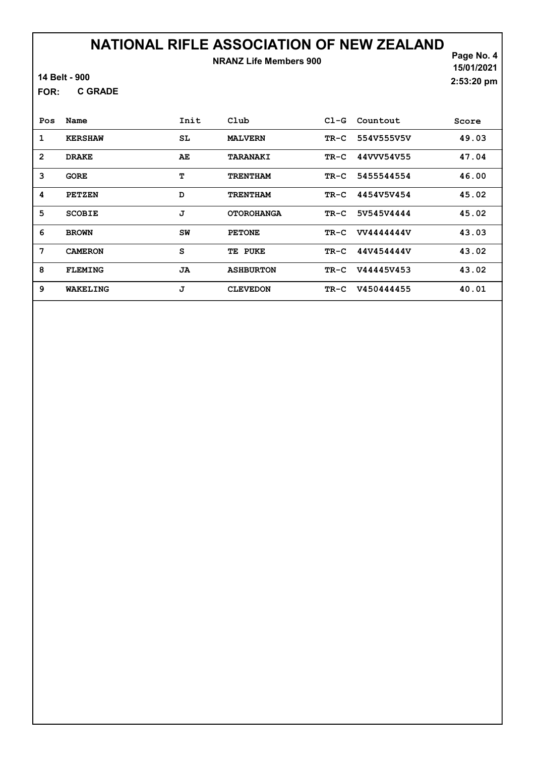# NATIONAL RIFLE ASSOCIATION OF NEW ZEALAND

**NRANZ Life Members 900**

15/01/2021

2:53:20 pm

**14 Belt - 900**

**FOR: C GRADE**

| Pos | Name | Init | Club | Cl-G | Countout | Score |
|---|---|---|---|---|---|---|
| 1 | KERSHAW | SL | MALVERN | TR-C | 554V555V5V | 49.03 |
| 2 | DRAKE | AE | TARANAKI | TR-C | 44VVV54V55 | 47.04 |
| 3 | GORE | T | TRENTHAM | TR-C | 5455544554 | 46.00 |
| 4 | PETZEN | D | TRENTHAM | TR-C | 4454V5V454 | 45.02 |
| 5 | SCOBIE | J | OTOROHANGA | TR-C | 5V545V4444 | 45.02 |
| 6 | BROWN | SW | PETONE | TR-C | VV4444444V | 43.03 |
| 7 | CAMERON | S | TE PUKE | TR-C | 44V454444V | 43.02 |
| 8 | FLEMING | JA | ASHBURTON | TR-C | V44445V453 | 43.02 |
| 9 | WAKELING | J | CLEVEDON | TR-C | V450444455 | 40.01 |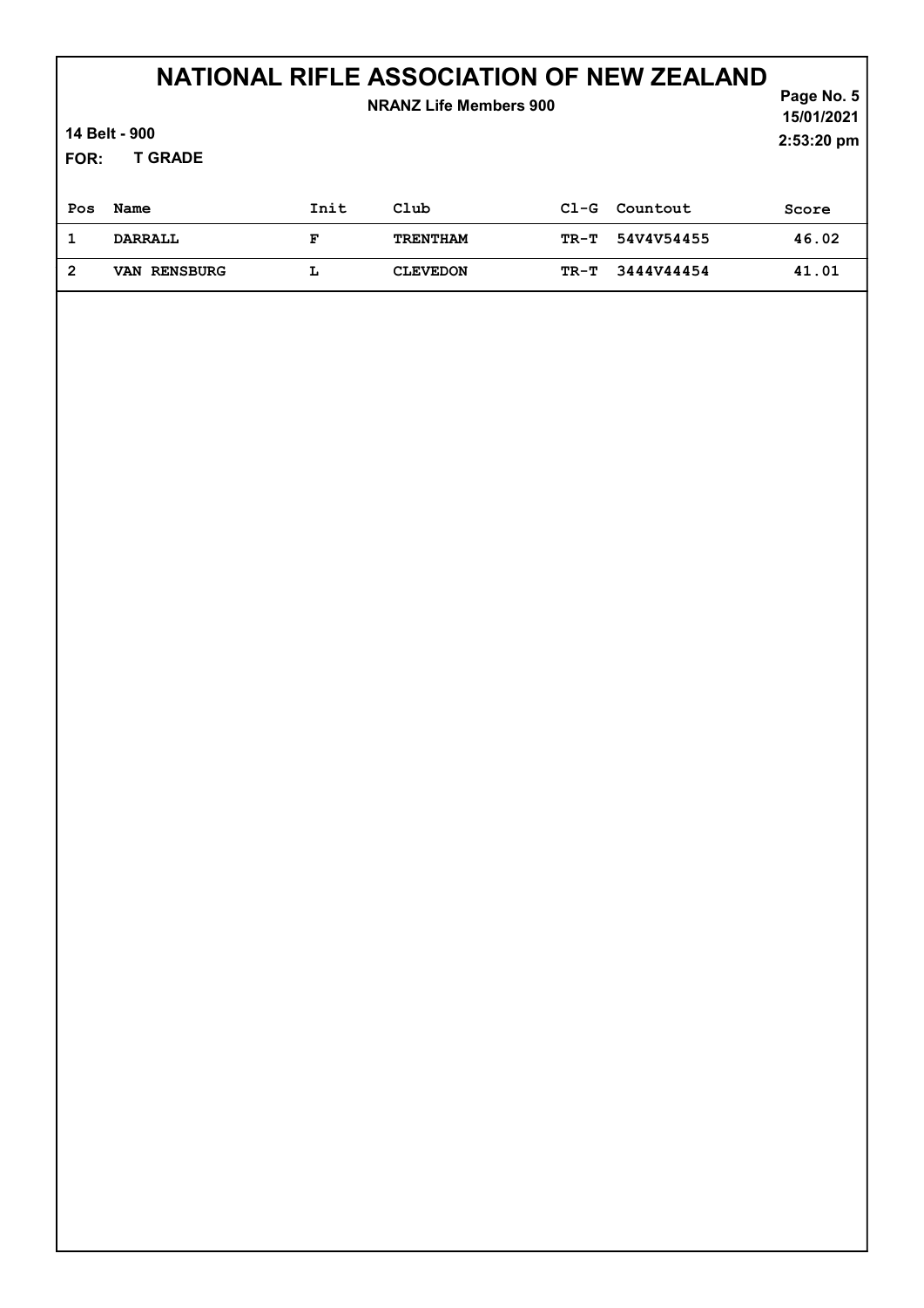# NATIONAL RIFLE ASSOCIATION OF NEW ZEALAND

**NRANZ Life Members 900**

**14 Belt - 900**

**FOR: T GRADE**

15/01/2021
2:53:20 pm

| Pos | Name | Init | Club | Cl-G | Countout | Score |
|---|---|---|---|---|---|---|
| 1 | DARRALL | F | TRENTHAM | TR-T | 54V4V54455 | 46.02 |
| 2 | VAN RENSBURG | L | CLEVEDON | TR-T | 3444V44454 | 41.01 |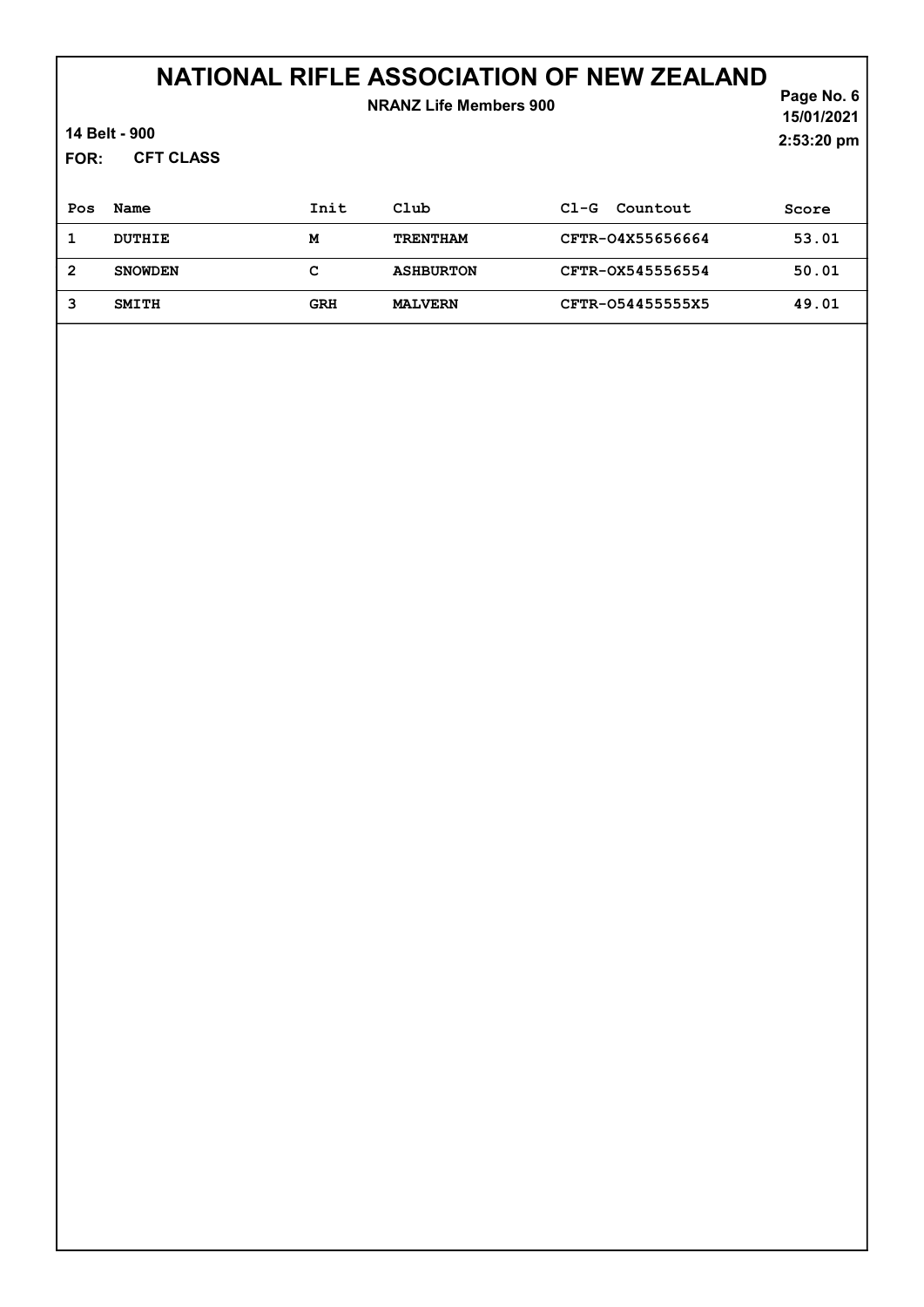# NATIONAL RIFLE ASSOCIATION OF NEW ZEALAND

**NRANZ Life Members 900**

**14 Belt - 900**

**FOR: CFT CLASS**

**Page No. 6**
**15/01/2021**
**2:53:20 pm**

| Pos | Name | Init | Club | Cl-G | Countout | Score |
|---|---|---|---|---|---|---|
| 1 | DUTHIE | M | TRENTHAM | CFTR-O | 4X55656664 | 53.01 |
| 2 | SNOWDEN | C | ASHBURTON | CFTR-O | X545556554 | 50.01 |
| 3 | SMITH | GRH | MALVERN | CFTR-O | 54455555X5 | 49.01 |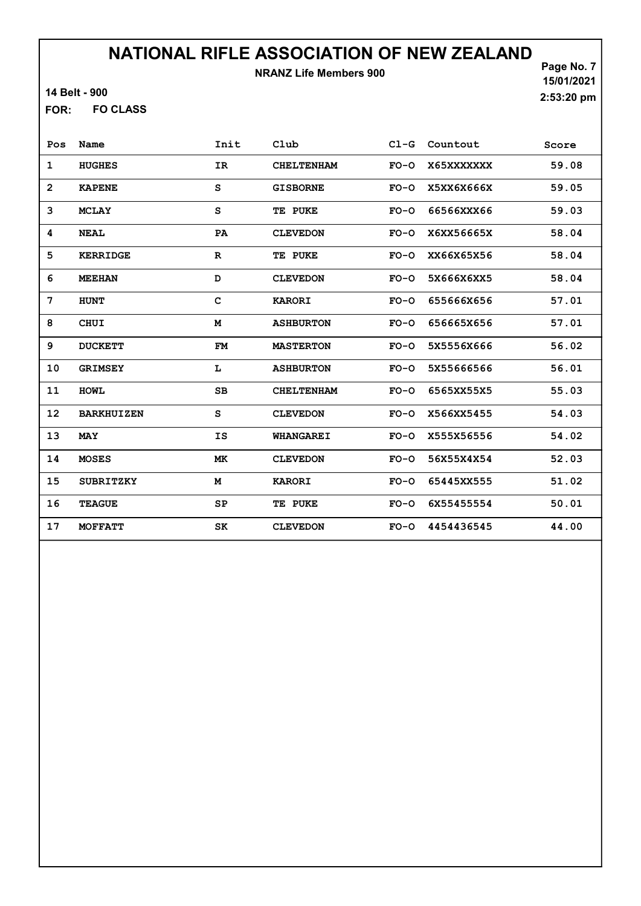# NATIONAL RIFLE ASSOCIATION OF NEW ZEALAND

**NRANZ Life Members 900**

15/01/2021
2:53:20 pm

14 Belt - 900

FOR: **FO CLASS**

| Pos | Name | Init | Club | Cl-G | Countout | Score |
|---|---|---|---|---|---|---|
| 1 | HUGHES | IR | CHELTENHAM | FO-O | X65XXXXXXX | 59.08 |
| 2 | KAPENE | S | GISBORNE | FO-O | X5XX6X666X | 59.05 |
| 3 | MCLAY | S | TE PUKE | FO-O | 66566XXX66 | 59.03 |
| 4 | NEAL | PA | CLEVEDON | FO-O | X6XX56665X | 58.04 |
| 5 | KERRIDGE | R | TE PUKE | FO-O | XX66X65X56 | 58.04 |
| 6 | MEEHAN | D | CLEVEDON | FO-O | 5X666X6XX5 | 58.04 |
| 7 | HUNT | C | KARORI | FO-O | 655666X656 | 57.01 |
| 8 | CHUI | M | ASHBURTON | FO-O | 656665X656 | 57.01 |
| 9 | DUCKETT | FM | MASTERTON | FO-O | 5X5556X666 | 56.02 |
| 10 | GRIMSEY | L | ASHBURTON | FO-O | 5X55666566 | 56.01 |
| 11 | HOWL | SB | CHELTENHAM | FO-O | 6565XX55X5 | 55.03 |
| 12 | BARKHUIZEN | S | CLEVEDON | FO-O | X566XX5455 | 54.03 |
| 13 | MAY | IS | WHANGAREI | FO-O | X555X56556 | 54.02 |
| 14 | MOSES | MK | CLEVEDON | FO-O | 56X55X4X54 | 52.03 |
| 15 | SUBRITZKY | M | KARORI | FO-O | 65445XX555 | 51.02 |
| 16 | TEAGUE | SP | TE PUKE | FO-O | 6X55455554 | 50.01 |
| 17 | MOFFATT | SK | CLEVEDON | FO-O | 4454436545 | 44.00 |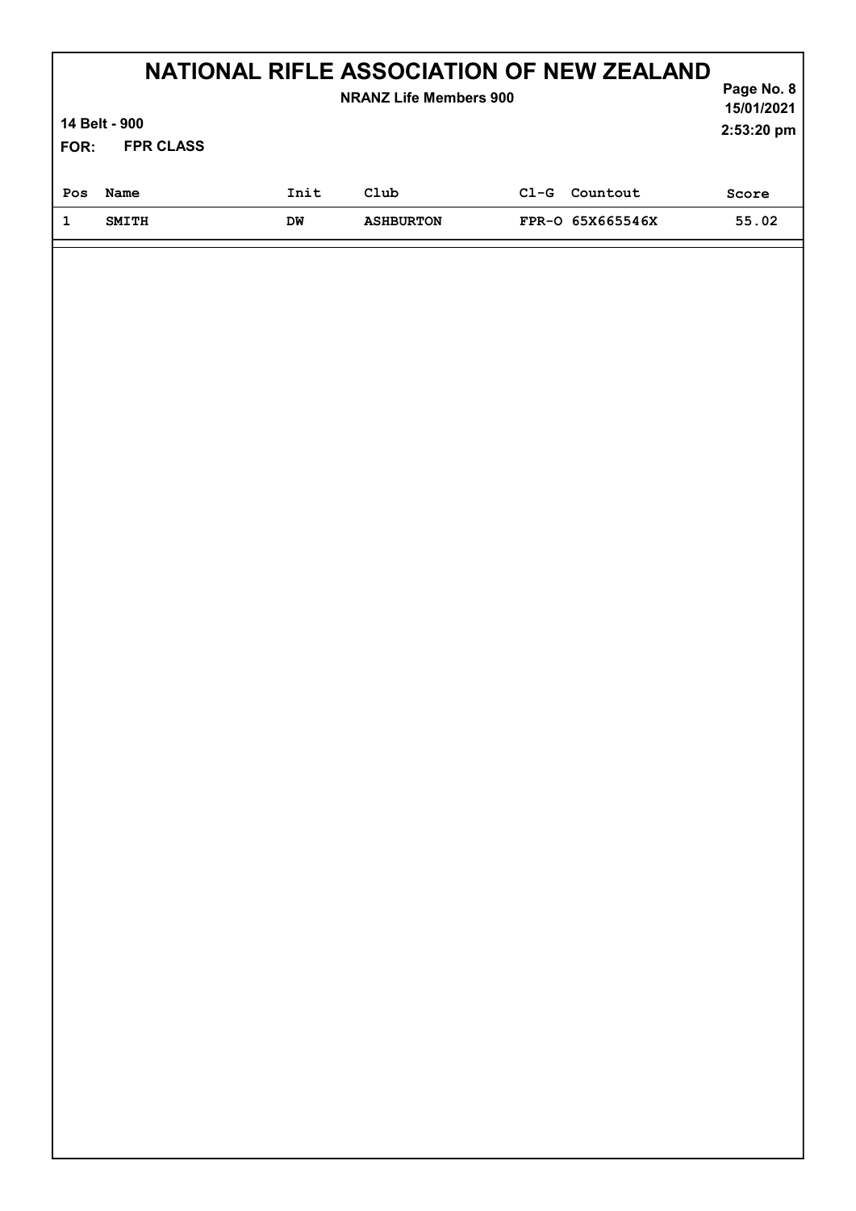# NATIONAL RIFLE ASSOCIATION OF NEW ZEALAND

**NRANZ Life Members 900**

15/01/2021
2:53:20 pm

**14 Belt - 900**

**FOR: FPR CLASS**

| Pos | Name | Init | Club | Cl-G | Countout | Score |
|---|---|---|---|---|---|---|
| 1 | SMITH | DW | ASHBURTON | FPR-O | 65X665546X | 55.02 |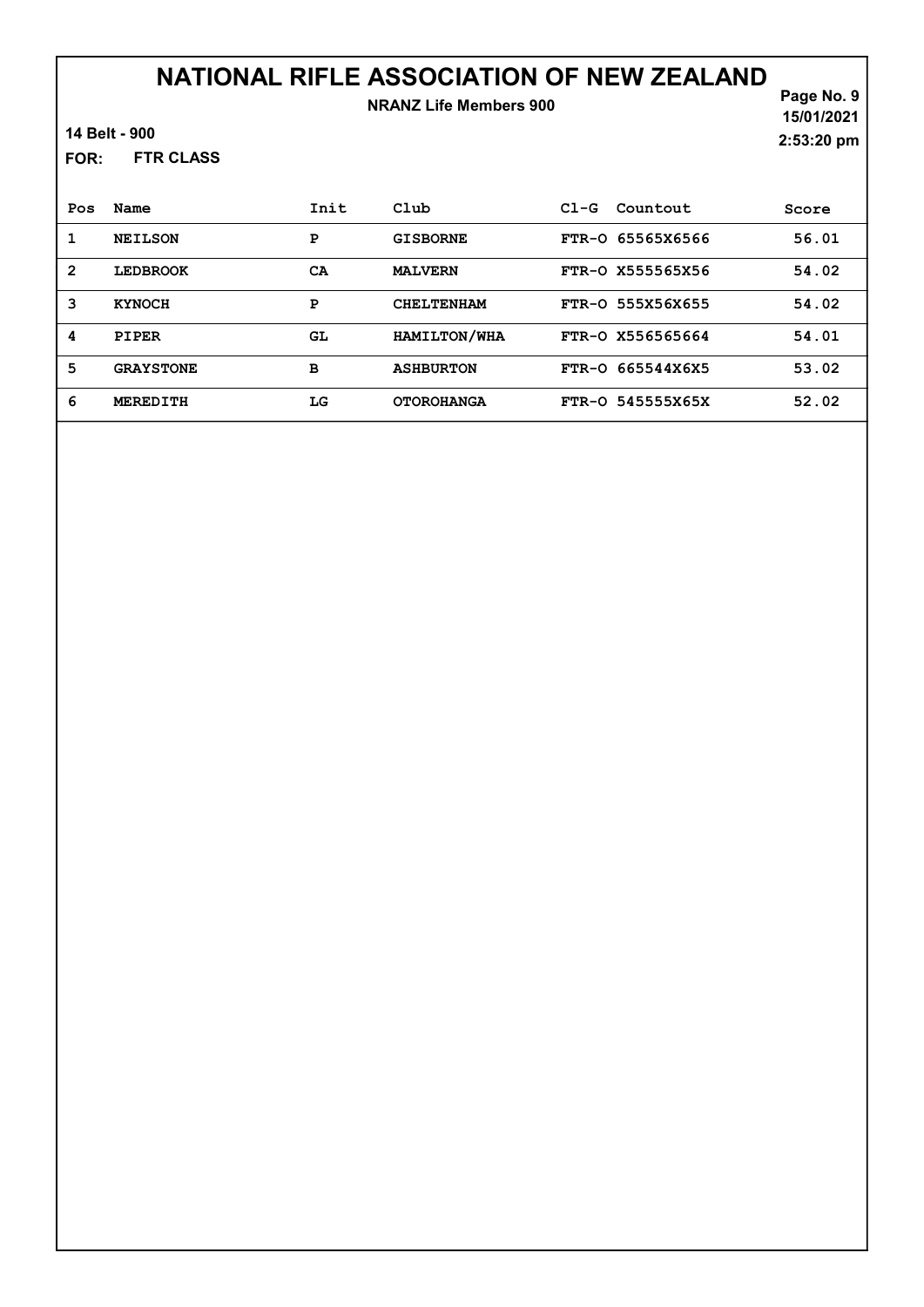# NATIONAL RIFLE ASSOCIATION OF NEW ZEALAND

**NRANZ Life Members 900**

**14 Belt - 900**

**FOR: FTR CLASS**

15/01/2021
2:53:20 pm

| Pos | Name | Init | Club | Cl-G | Countout | Score |
|---|---|---|---|---|---|---|
| 1 | NEILSON | P | GISBORNE | FTR-O | 65565X6566 | 56.01 |
| 2 | LEDBROOK | CA | MALVERN | FTR-O | X555565X56 | 54.02 |
| 3 | KYNOCH | P | CHELTENHAM | FTR-O | 555X56X655 | 54.02 |
| 4 | PIPER | GL | HAMILTON/WHA | FTR-O | X556565664 | 54.01 |
| 5 | GRAYSTONE | B | ASHBURTON | FTR-O | 665544X6X5 | 53.02 |
| 6 | MEREDITH | LG | OTOROHANGA | FTR-O | 545555X65X | 52.02 |